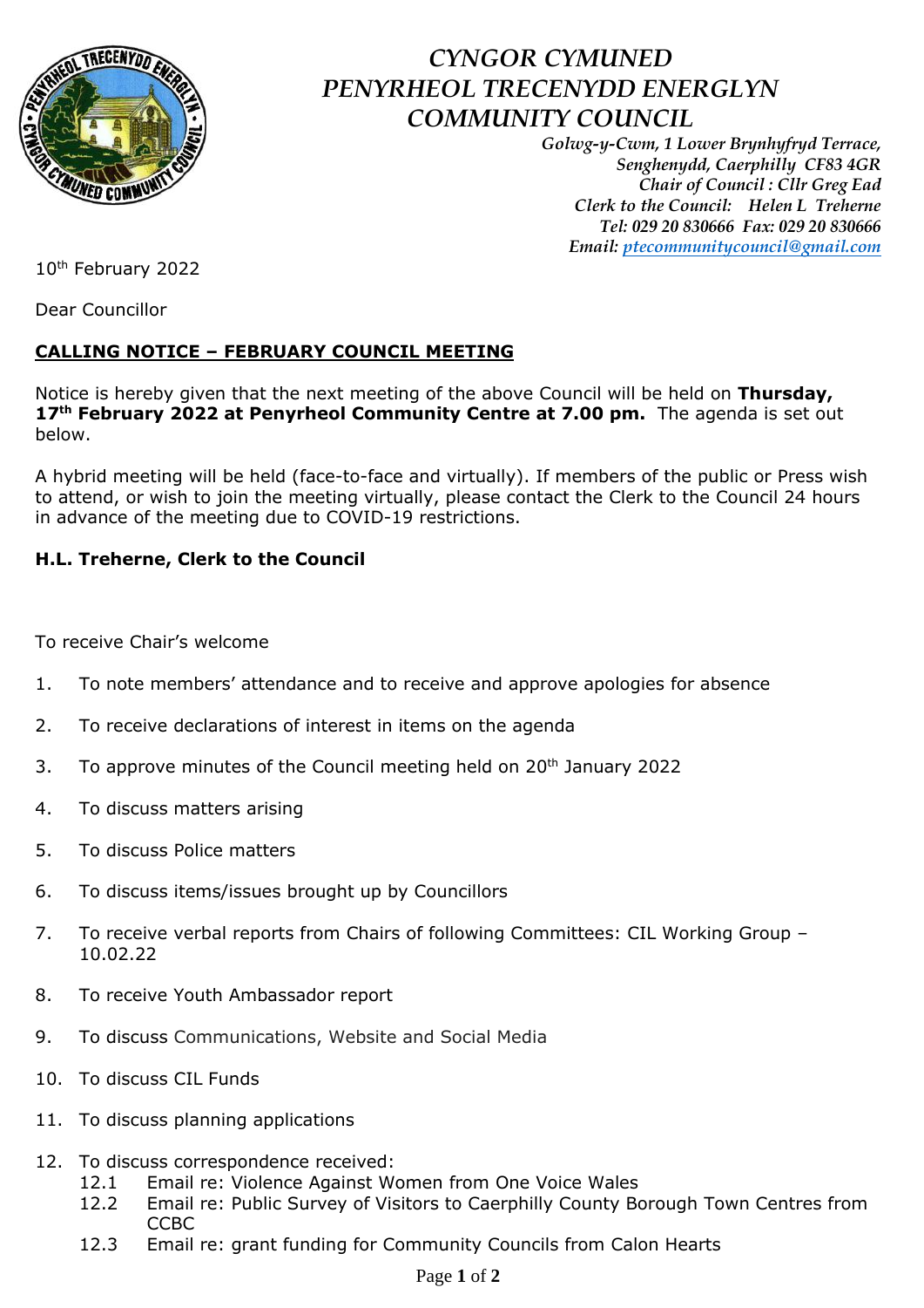# *CYNGOR CYMUNED PENYRHEOL TRECENYDD ENERGLYN COMMUNITY COUNCIL*

*Golwg-y-Cwm, 1 Lower Brynhyfryd Terrace,*
*Senghenydd, Caerphilly CF83 4GR*
*Chair of Council : Cllr Greg Ead*
*Clerk to the Council: Helen L Treherne*
*Tel: 029 20 830666 Fax: 029 20 830666*
*Email: ptecommunitycouncil@gmail.com*

10th February 2022

Dear Councillor

**CALLING NOTICE – FEBRUARY COUNCIL MEETING**

Notice is hereby given that the next meeting of the above Council will be held on **Thursday, 17th February 2022 at Penyrheol Community Centre at 7.00 pm.** The agenda is set out below.

A hybrid meeting will be held (face-to-face and virtually). If members of the public or Press wish to attend, or wish to join the meeting virtually, please contact the Clerk to the Council 24 hours in advance of the meeting due to COVID-19 restrictions.

**H.L. Treherne, Clerk to the Council**

To receive Chair's welcome

1. To note members' attendance and to receive and approve apologies for absence
2. To receive declarations of interest in items on the agenda
3. To approve minutes of the Council meeting held on 20th January 2022
4. To discuss matters arising
5. To discuss Police matters
6. To discuss items/issues brought up by Councillors
7. To receive verbal reports from Chairs of following Committees: CIL Working Group – 10.02.22
8. To receive Youth Ambassador report
9. To discuss Communications, Website and Social Media
10. To discuss CIL Funds
11. To discuss planning applications
12. To discuss correspondence received:
    - 12.1 Email re: Violence Against Women from One Voice Wales
    - 12.2 Email re: Public Survey of Visitors to Caerphilly County Borough Town Centres from CCBC
    - 12.3 Email re: grant funding for Community Councils from Calon Hearts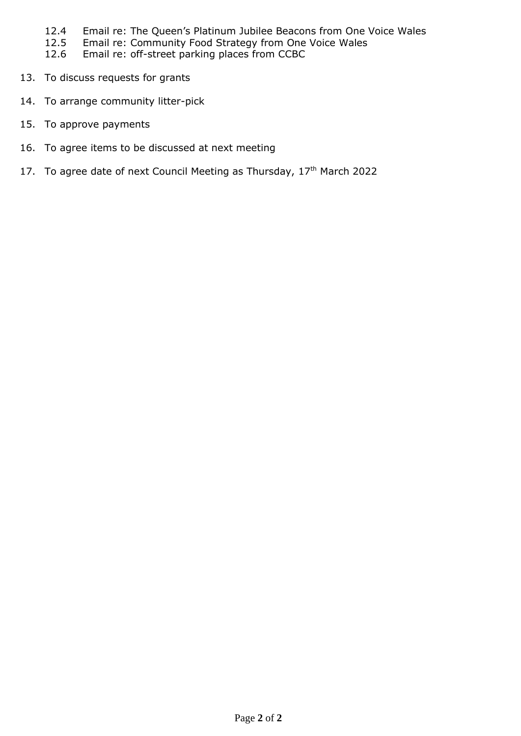12.4 Email re: The Queen's Platinum Jubilee Beacons from One Voice Wales
12.5 Email re: Community Food Strategy from One Voice Wales
12.6 Email re: off-street parking places from CCBC

13. To discuss requests for grants

14. To arrange community litter-pick

15. To approve payments

16. To agree items to be discussed at next meeting

17. To agree date of next Council Meeting as Thursday, 17th March 2022